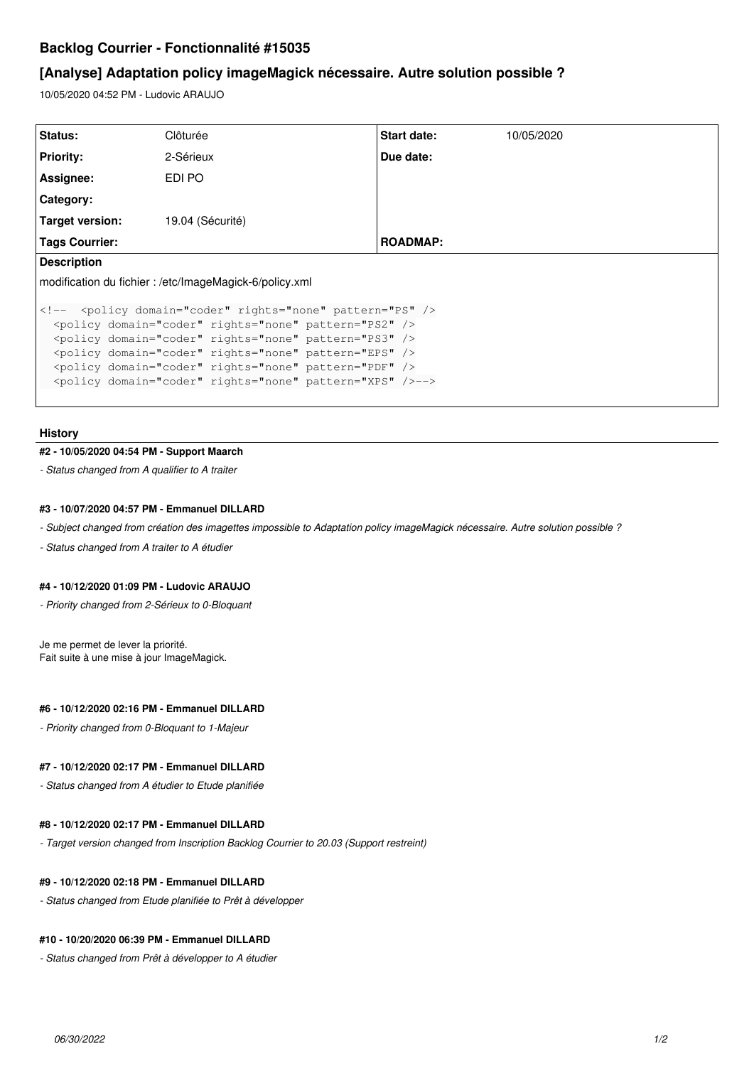# Backlog Courrier - Fonctionnalité #15035

## [Analyse] Adaptation policy imageMagick nécessaire. Autre solution possible ?

10/05/2020 04:52 PM - Ludovic ARAUJO

| | | | |
|---|---|---|---|
| **Status:** | Clôturée | **Start date:** | 10/05/2020 |
| **Priority:** | 2-Sérieux | **Due date:** | |
| **Assignee:** | EDI PO | | |
| **Category:** | | | |
| **Target version:** | 19.04 (Sécurité) | | |
| **Tags Courrier:** | | **ROADMAP:** | |

**Description**

modification du fichier : /etc/ImageMagick-6/policy.xml

```
<!-- <policy domain="coder" rights="none" pattern="PS" />
  <policy domain="coder" rights="none" pattern="PS2" />
  <policy domain="coder" rights="none" pattern="PS3" />
  <policy domain="coder" rights="none" pattern="EPS" />
  <policy domain="coder" rights="none" pattern="PDF" />
  <policy domain="coder" rights="none" pattern="XPS" />-->
```

### History

#### #2 - 10/05/2020 04:54 PM - Support Maarch

*- Status changed from A qualifier to A traiter*

#### #3 - 10/07/2020 04:57 PM - Emmanuel DILLARD

*- Subject changed from création des imagettes impossible to Adaptation policy imageMagick nécessaire. Autre solution possible ?*

*- Status changed from A traiter to A étudier*

#### #4 - 10/12/2020 01:09 PM - Ludovic ARAUJO

*- Priority changed from 2-Sérieux to 0-Bloquant*

Je me permet de lever la priorité.
Fait suite à une mise à jour ImageMagick.

#### #6 - 10/12/2020 02:16 PM - Emmanuel DILLARD

*- Priority changed from 0-Bloquant to 1-Majeur*

#### #7 - 10/12/2020 02:17 PM - Emmanuel DILLARD

*- Status changed from A étudier to Etude planifiée*

#### #8 - 10/12/2020 02:17 PM - Emmanuel DILLARD

*- Target version changed from Inscription Backlog Courrier to 20.03 (Support restreint)*

#### #9 - 10/12/2020 02:18 PM - Emmanuel DILLARD

*- Status changed from Etude planifiée to Prêt à développer*

#### #10 - 10/20/2020 06:39 PM - Emmanuel DILLARD

*- Status changed from Prêt à développer to A étudier*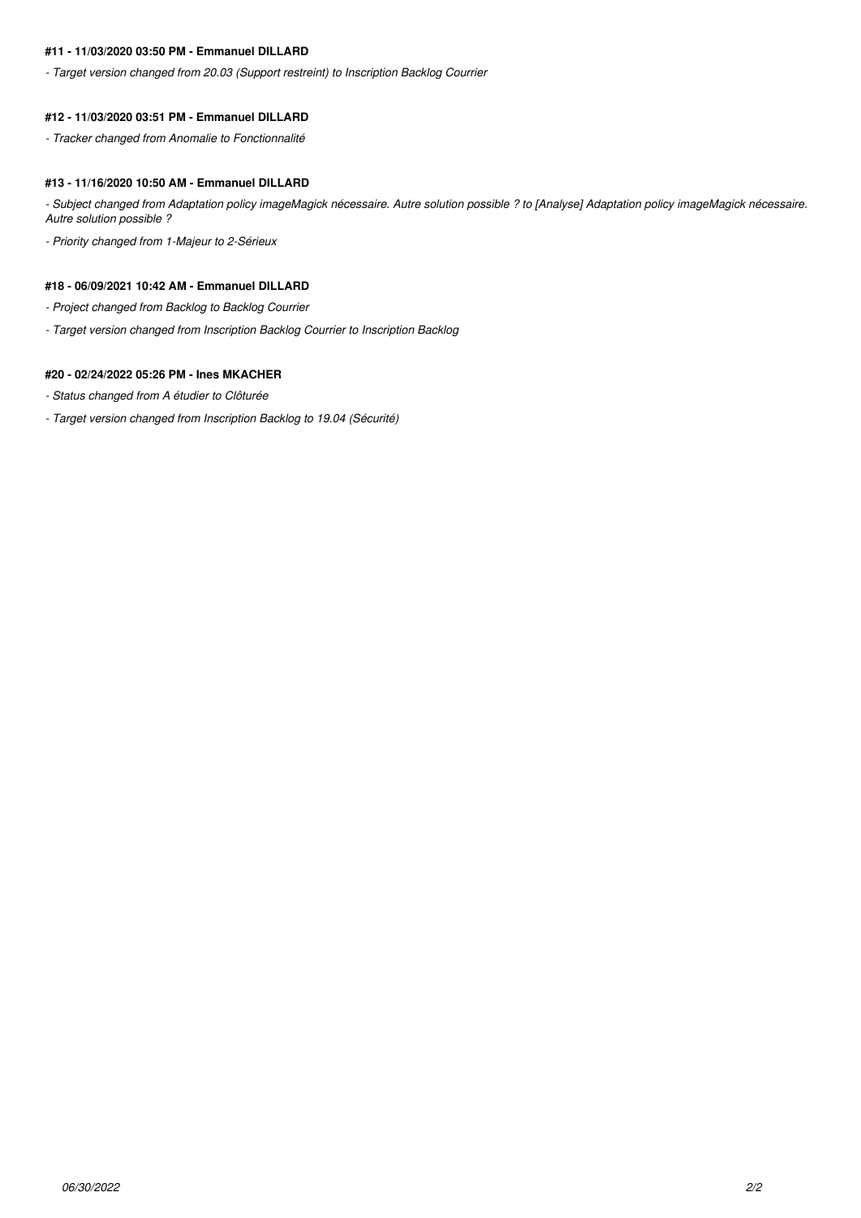**#11 - 11/03/2020 03:50 PM - Emmanuel DILLARD**

*- Target version changed from 20.03 (Support restreint) to Inscription Backlog Courrier*

**#12 - 11/03/2020 03:51 PM - Emmanuel DILLARD**

*- Tracker changed from Anomalie to Fonctionnalité*

**#13 - 11/16/2020 10:50 AM - Emmanuel DILLARD**

*- Subject changed from Adaptation policy imageMagick nécessaire. Autre solution possible ? to [Analyse] Adaptation policy imageMagick nécessaire. Autre solution possible ?*

*- Priority changed from 1-Majeur to 2-Sérieux*

**#18 - 06/09/2021 10:42 AM - Emmanuel DILLARD**

*- Project changed from Backlog to Backlog Courrier*

*- Target version changed from Inscription Backlog Courrier to Inscription Backlog*

**#20 - 02/24/2022 05:26 PM - Ines MKACHER**

*- Status changed from A étudier to Clôturée*

*- Target version changed from Inscription Backlog to 19.04 (Sécurité)*